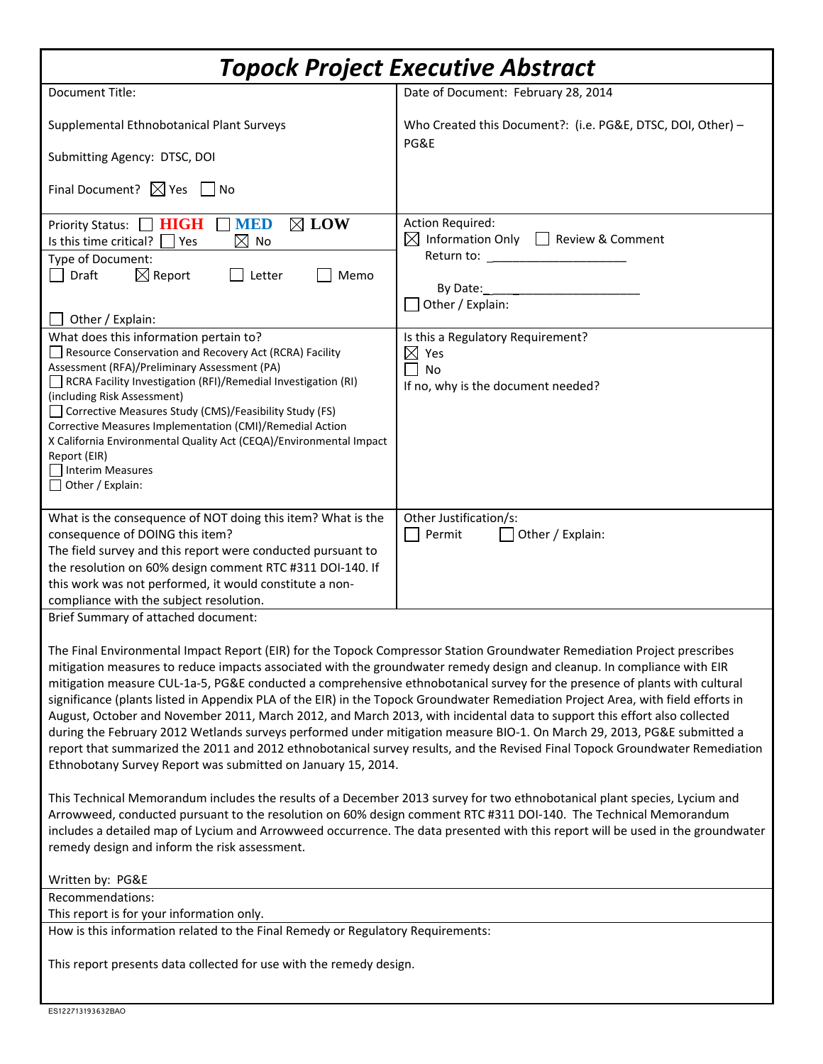# *Topock Project Executive Abstract*

| Document Title: Supplemental Ethnobotanical Plant Surveys<br><br>Submitting Agency: DTSC, DOI<br><br>Final Document? ☒ Yes ☐ No | Date of Document: February 28, 2014<br><br>Who Created this Document?: (i.e. PG&E, DTSC, DOI, Other) – PG&E |
|---|---|
| Priority Status: ☐ **HIGH** ☐ **MED** ☒ **LOW**<br>Is this time critical? ☐ Yes ☒ No<br>Type of Document:<br>☐ Draft ☒ Report ☐ Letter ☐ Memo<br><br>☐ Other / Explain: | Action Required:<br>☒ Information Only ☐ Review & Comment<br>Return to: ____________________<br><br>By Date:____________________<br>☐ Other / Explain: |
| What does this information pertain to?<br>☐ Resource Conservation and Recovery Act (RCRA) Facility Assessment (RFA)/Preliminary Assessment (PA)<br>☐ RCRA Facility Investigation (RFI)/Remedial Investigation (RI) (including Risk Assessment)<br>☐ Corrective Measures Study (CMS)/Feasibility Study (FS)<br>Corrective Measures Implementation (CMI)/Remedial Action<br>X California Environmental Quality Act (CEQA)/Environmental Impact Report (EIR)<br>☐ Interim Measures<br>☐ Other / Explain: | Is this a Regulatory Requirement?<br>☒ Yes<br>☐ No<br>If no, why is the document needed? |
| What is the consequence of NOT doing this item? What is the consequence of DOING this item?<br>The field survey and this report were conducted pursuant to the resolution on 60% design comment RTC #311 DOI-140. If this work was not performed, it would constitute a non-compliance with the subject resolution. | Other Justification/s:<br>☐ Permit ☐ Other / Explain: |

Brief Summary of attached document:

The Final Environmental Impact Report (EIR) for the Topock Compressor Station Groundwater Remediation Project prescribes mitigation measures to reduce impacts associated with the groundwater remedy design and cleanup. In compliance with EIR mitigation measure CUL-1a-5, PG&E conducted a comprehensive ethnobotanical survey for the presence of plants with cultural significance (plants listed in Appendix PLA of the EIR) in the Topock Groundwater Remediation Project Area, with field efforts in August, October and November 2011, March 2012, and March 2013, with incidental data to support this effort also collected during the February 2012 Wetlands surveys performed under mitigation measure BIO-1. On March 29, 2013, PG&E submitted a report that summarized the 2011 and 2012 ethnobotanical survey results, and the Revised Final Topock Groundwater Remediation Ethnobotany Survey Report was submitted on January 15, 2014.

This Technical Memorandum includes the results of a December 2013 survey for two ethnobotanical plant species, Lycium and Arrowweed, conducted pursuant to the resolution on 60% design comment RTC #311 DOI-140. The Technical Memorandum includes a detailed map of Lycium and Arrowweed occurrence. The data presented with this report will be used in the groundwater remedy design and inform the risk assessment.

Written by: PG&E

Recommendations:
This report is for your information only.

How is this information related to the Final Remedy or Regulatory Requirements:

This report presents data collected for use with the remedy design.

ES122713193632BAO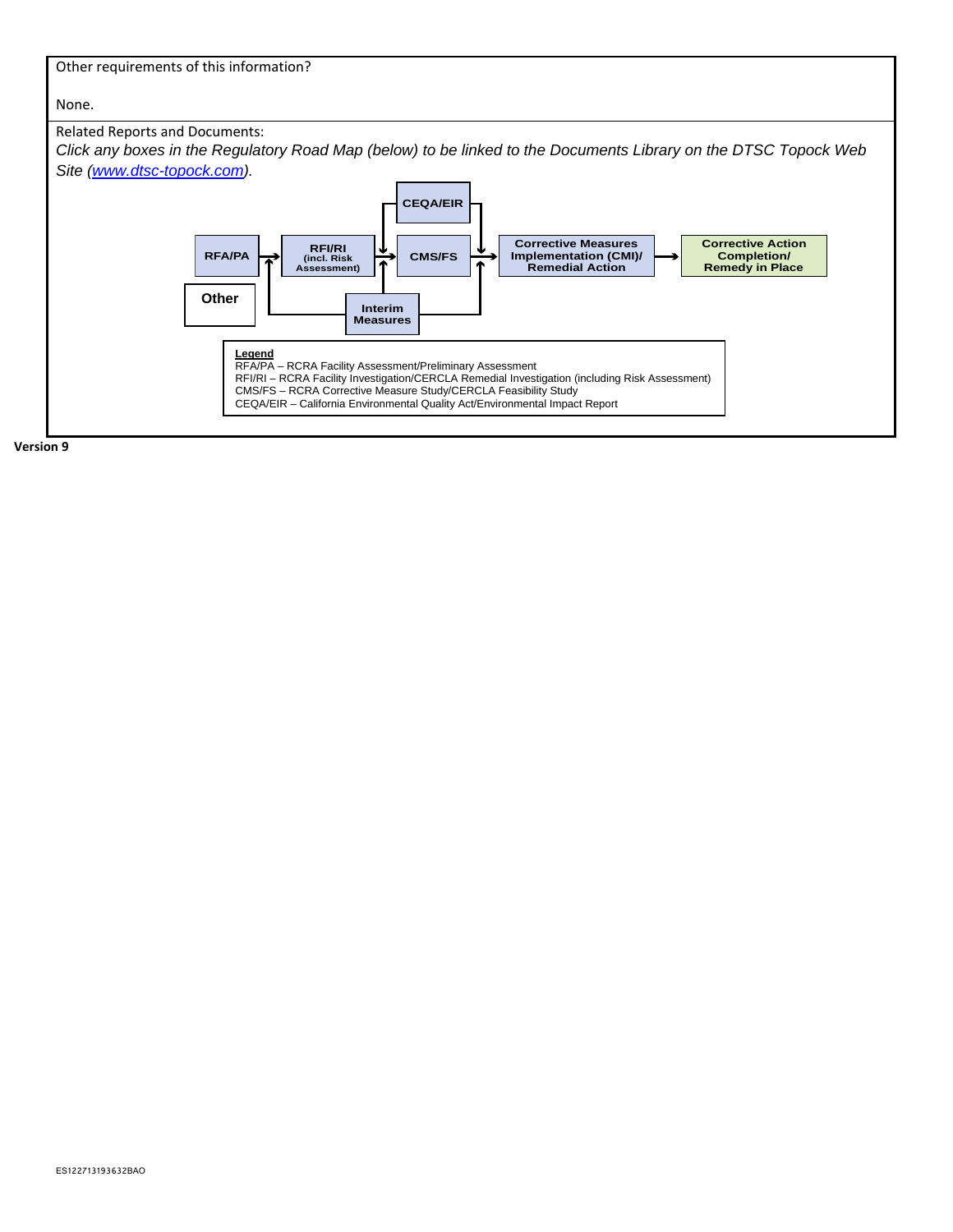Other requirements of this information?

None.

Related Reports and Documents:

*Click any boxes in the Regulatory Road Map (below) to be linked to the Documents Library on the DTSC Topock Web Site ([www.dtsc-topock.com](http://www.dtsc-topock.com)).*

RFA/PA → RFI/RI (incl. Risk Assessment) → CMS/FS → Corrective Measures Implementation (CMI)/ Remedial Action → Corrective Action Completion/ Remedy in Place

CEQA/EIR

Interim Measures

Other

**Legend**
RFA/PA – RCRA Facility Assessment/Preliminary Assessment
RFI/RI – RCRA Facility Investigation/CERCLA Remedial Investigation (including Risk Assessment)
CMS/FS – RCRA Corrective Measure Study/CERCLA Feasibility Study
CEQA/EIR – California Environmental Quality Act/Environmental Impact Report

**Version 9**

ES122713193632BAO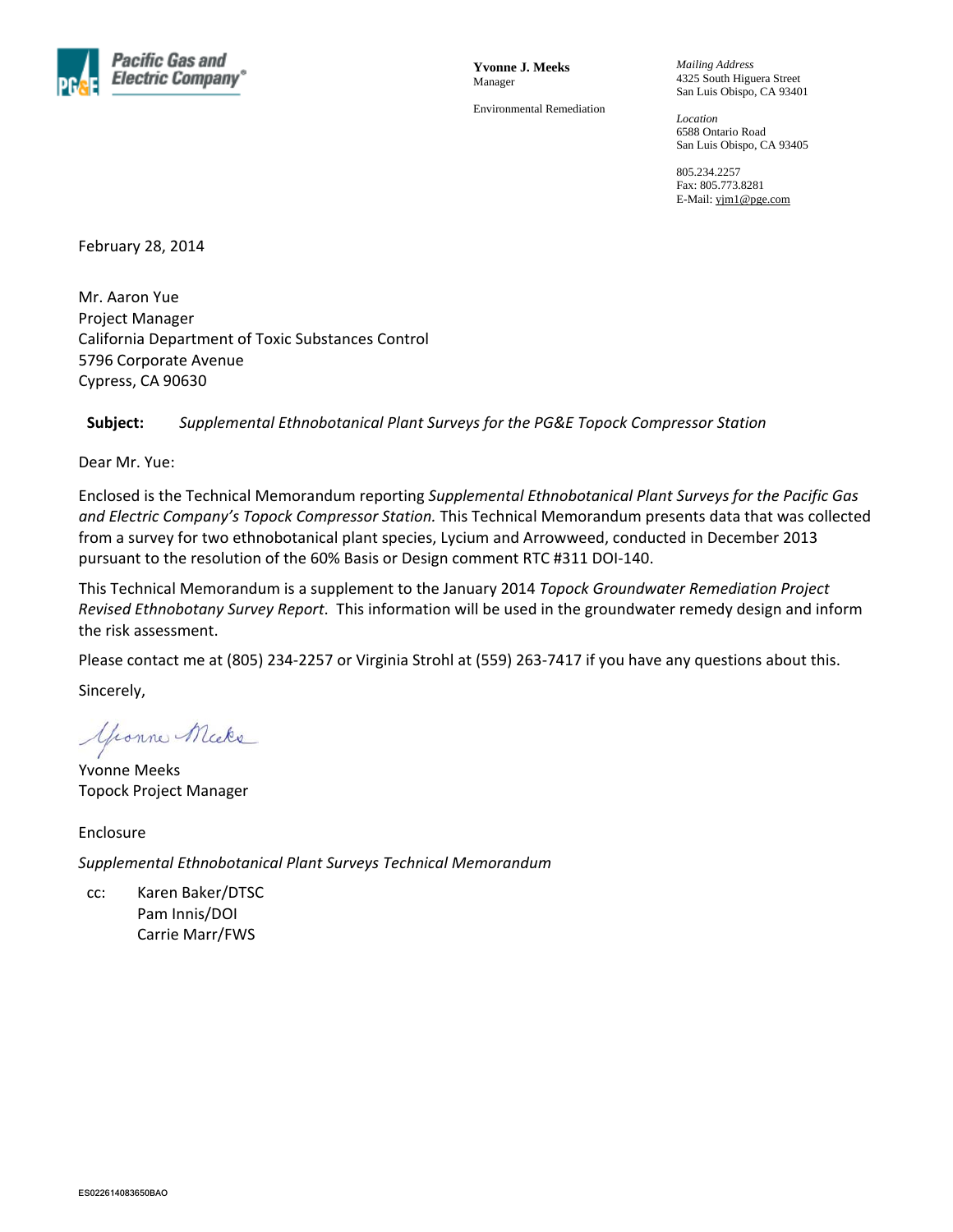**Pacific Gas and Electric Company®**

**Yvonne J. Meeks**
Manager

Environmental Remediation

*Mailing Address*
4325 South Higuera Street
San Luis Obispo, CA 93401

*Location*
6588 Ontario Road
San Luis Obispo, CA 93405

805.234.2257
Fax: 805.773.8281
E-Mail: yjm1@pge.com

February 28, 2014

Mr. Aaron Yue
Project Manager
California Department of Toxic Substances Control
5796 Corporate Avenue
Cypress, CA 90630

**Subject:** *Supplemental Ethnobotanical Plant Surveys for the PG&E Topock Compressor Station*

Dear Mr. Yue:

Enclosed is the Technical Memorandum reporting *Supplemental Ethnobotanical Plant Surveys for the Pacific Gas and Electric Company's Topock Compressor Station.* This Technical Memorandum presents data that was collected from a survey for two ethnobotanical plant species, Lycium and Arrowweed, conducted in December 2013 pursuant to the resolution of the 60% Basis or Design comment RTC #311 DOI-140.

This Technical Memorandum is a supplement to the January 2014 *Topock Groundwater Remediation Project Revised Ethnobotany Survey Report*. This information will be used in the groundwater remedy design and inform the risk assessment.

Please contact me at (805) 234-2257 or Virginia Strohl at (559) 263-7417 if you have any questions about this.

Sincerely,

Yvonne Meeks
Topock Project Manager

Enclosure

*Supplemental Ethnobotanical Plant Surveys Technical Memorandum*

cc: Karen Baker/DTSC
Pam Innis/DOI
Carrie Marr/FWS

ES022614083650BAO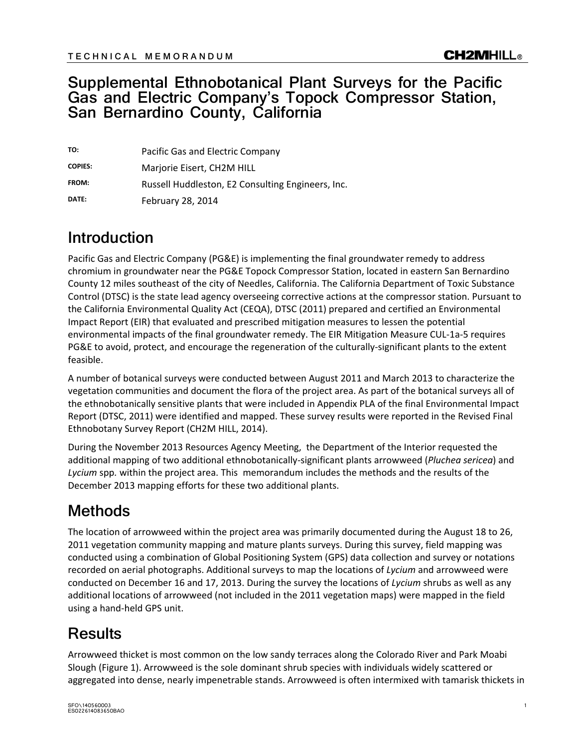TECHNICAL MEMORANDUM

# Supplemental Ethnobotanical Plant Surveys for the Pacific Gas and Electric Company's Topock Compressor Station, San Bernardino County, California

**TO:** Pacific Gas and Electric Company

**COPIES:** Marjorie Eisert, CH2M HILL

**FROM:** Russell Huddleston, E2 Consulting Engineers, Inc.

**DATE:** February 28, 2014

## Introduction

Pacific Gas and Electric Company (PG&E) is implementing the final groundwater remedy to address chromium in groundwater near the PG&E Topock Compressor Station, located in eastern San Bernardino County 12 miles southeast of the city of Needles, California. The California Department of Toxic Substance Control (DTSC) is the state lead agency overseeing corrective actions at the compressor station. Pursuant to the California Environmental Quality Act (CEQA), DTSC (2011) prepared and certified an Environmental Impact Report (EIR) that evaluated and prescribed mitigation measures to lessen the potential environmental impacts of the final groundwater remedy. The EIR Mitigation Measure CUL-1a-5 requires PG&E to avoid, protect, and encourage the regeneration of the culturally-significant plants to the extent feasible.

A number of botanical surveys were conducted between August 2011 and March 2013 to characterize the vegetation communities and document the flora of the project area. As part of the botanical surveys all of the ethnobotanically sensitive plants that were included in Appendix PLA of the final Environmental Impact Report (DTSC, 2011) were identified and mapped. These survey results were reported in the Revised Final Ethnobotany Survey Report (CH2M HILL, 2014).

During the November 2013 Resources Agency Meeting, the Department of the Interior requested the additional mapping of two additional ethnobotanically-significant plants arrowweed (*Pluchea sericea*) and *Lycium* spp. within the project area. This memorandum includes the methods and the results of the December 2013 mapping efforts for these two additional plants.

## Methods

The location of arrowweed within the project area was primarily documented during the August 18 to 26, 2011 vegetation community mapping and mature plants surveys. During this survey, field mapping was conducted using a combination of Global Positioning System (GPS) data collection and survey or notations recorded on aerial photographs. Additional surveys to map the locations of *Lycium* and arrowweed were conducted on December 16 and 17, 2013. During the survey the locations of *Lycium* shrubs as well as any additional locations of arrowweed (not included in the 2011 vegetation maps) were mapped in the field using a hand-held GPS unit.

## Results

Arrowweed thicket is most common on the low sandy terraces along the Colorado River and Park Moabi Slough (Figure 1). Arrowweed is the sole dominant shrub species with individuals widely scattered or aggregated into dense, nearly impenetrable stands. Arrowweed is often intermixed with tamarisk thickets in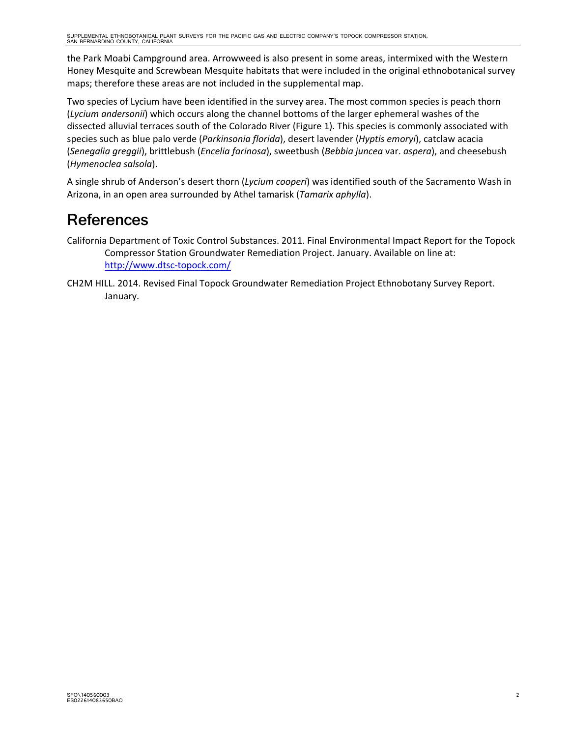the Park Moabi Campground area. Arrowweed is also present in some areas, intermixed with the Western Honey Mesquite and Screwbean Mesquite habitats that were included in the original ethnobotanical survey maps; therefore these areas are not included in the supplemental map.

Two species of Lycium have been identified in the survey area. The most common species is peach thorn (*Lycium andersonii*) which occurs along the channel bottoms of the larger ephemeral washes of the dissected alluvial terraces south of the Colorado River (Figure 1). This species is commonly associated with species such as blue palo verde (*Parkinsonia florida*), desert lavender (*Hyptis emoryi*), catclaw acacia (*Senegalia greggii*), brittlebush (*Encelia farinosa*), sweetbush (*Bebbia juncea* var. *aspera*), and cheesebush (*Hymenoclea salsola*).

A single shrub of Anderson's desert thorn (*Lycium cooperi*) was identified south of the Sacramento Wash in Arizona, in an open area surrounded by Athel tamarisk (*Tamarix aphylla*).

# References

California Department of Toxic Control Substances. 2011. Final Environmental Impact Report for the Topock Compressor Station Groundwater Remediation Project. January. Available on line at: http://www.dtsc-topock.com/

CH2M HILL. 2014. Revised Final Topock Groundwater Remediation Project Ethnobotany Survey Report. January.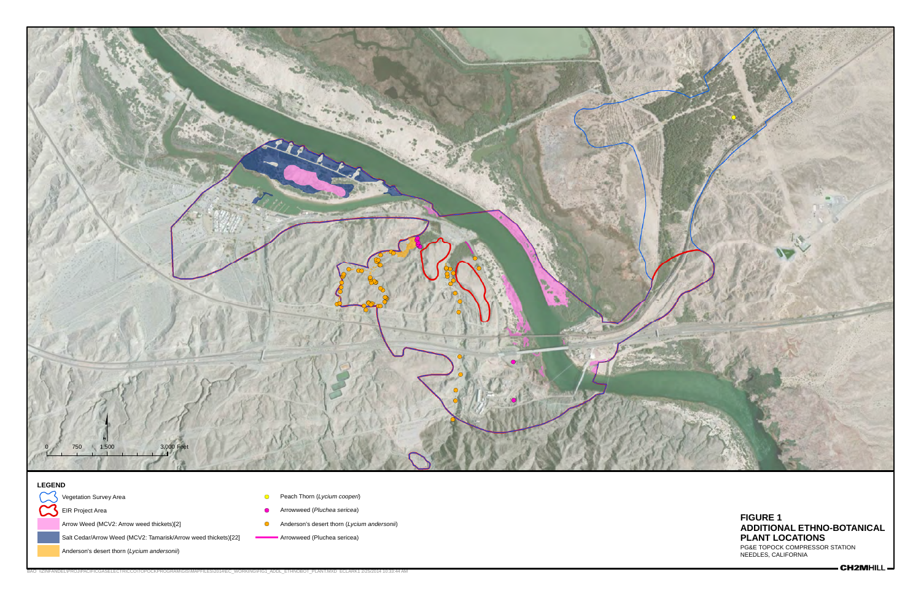0 750 1,500 3,000 Feet

N

**LEGEND**

Vegetation Survey Area

EIR Project Area

Arrow Weed (MCV2: Arrow weed thickets)[2]

Salt Cedar/Arrow Weed (MCV2: Tamarisk/Arrow weed thickets)[22]

Anderson's desert thorn (*Lycium andersonii*)

Peach Thorn (*Lycium cooperi*)

Arrowweed (*Pluchea sericea*)

Anderson's desert thorn (*Lycium andersonii*)

Arrowweed (Pluchea sericea)

**FIGURE 1**
**ADDITIONAL ETHNO-BOTANICAL PLANT LOCATIONS**

PG&E TOPOCK COMPRESSOR STATION
NEEDLES, CALIFORNIA

**CH2MHILL**

BAO \\ZINFANDEL\PROJ\PACIFICGASELECTRICCO\TOPOCKPROGRAM\GIS\MAPFILES\2014\EC_WORKING\FIG1_ADDL_ETHNOBOT_PLANT.MXD ECLARK1 2/25/2014 10:33:44 AM